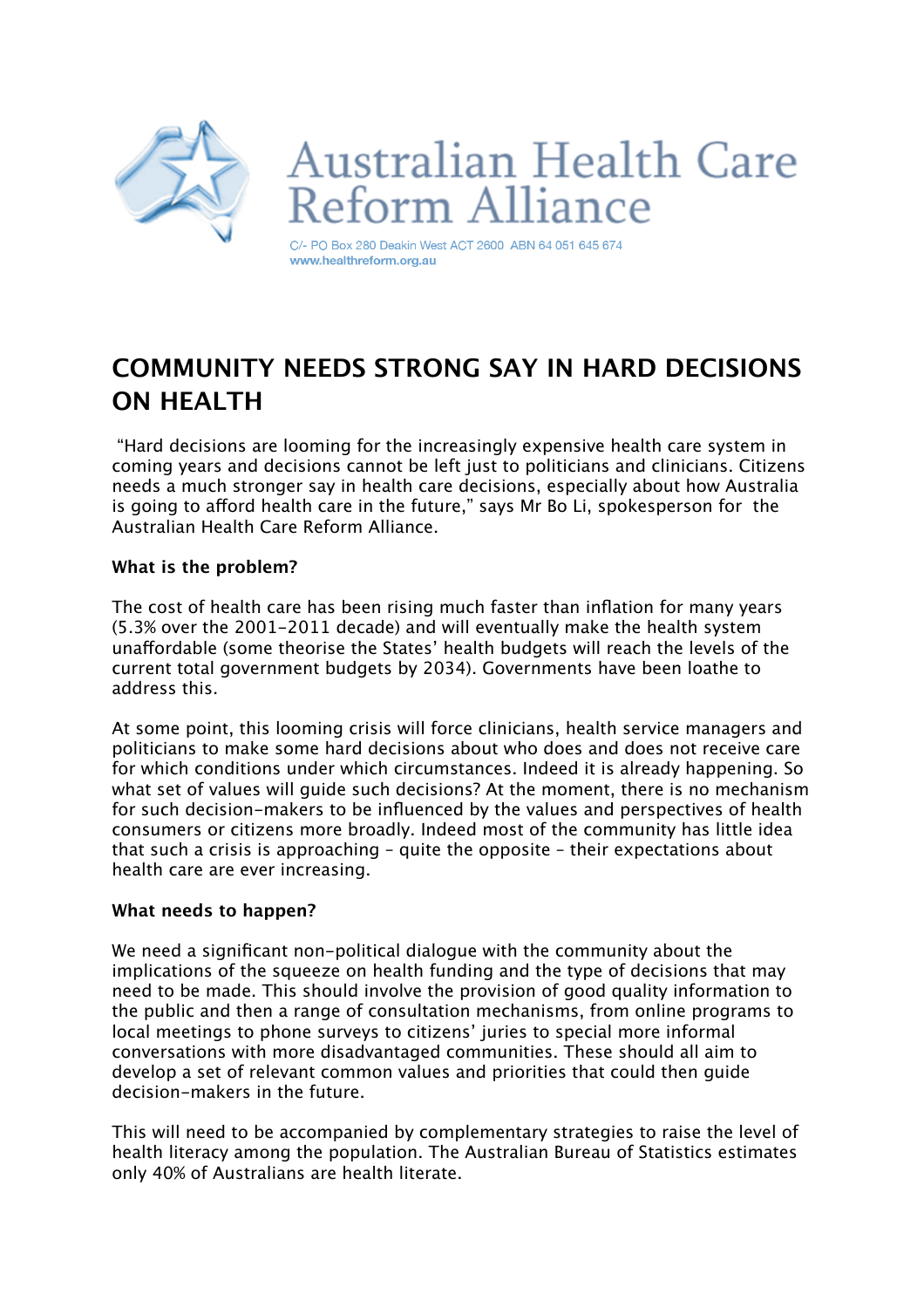Australian Health Care Reform Alliance

C/- PO Box 280 Deakin West ACT 2600 ABN 64 051 645 674
www.healthreform.org.au

# COMMUNITY NEEDS STRONG SAY IN HARD DECISIONS ON HEALTH

"Hard decisions are looming for the increasingly expensive health care system in coming years and decisions cannot be left just to politicians and clinicians. Citizens needs a much stronger say in health care decisions, especially about how Australia is going to afford health care in the future," says Mr Bo Li, spokesperson for the Australian Health Care Reform Alliance.

**What is the problem?**

The cost of health care has been rising much faster than inflation for many years (5.3% over the 2001-2011 decade) and will eventually make the health system unaffordable (some theorise the States' health budgets will reach the levels of the current total government budgets by 2034). Governments have been loathe to address this.

At some point, this looming crisis will force clinicians, health service managers and politicians to make some hard decisions about who does and does not receive care for which conditions under which circumstances. Indeed it is already happening. So what set of values will guide such decisions? At the moment, there is no mechanism for such decision-makers to be influenced by the values and perspectives of health consumers or citizens more broadly. Indeed most of the community has little idea that such a crisis is approaching – quite the opposite – their expectations about health care are ever increasing.

**What needs to happen?**

We need a significant non-political dialogue with the community about the implications of the squeeze on health funding and the type of decisions that may need to be made. This should involve the provision of good quality information to the public and then a range of consultation mechanisms, from online programs to local meetings to phone surveys to citizens' juries to special more informal conversations with more disadvantaged communities. These should all aim to develop a set of relevant common values and priorities that could then guide decision-makers in the future.

This will need to be accompanied by complementary strategies to raise the level of health literacy among the population. The Australian Bureau of Statistics estimates only 40% of Australians are health literate.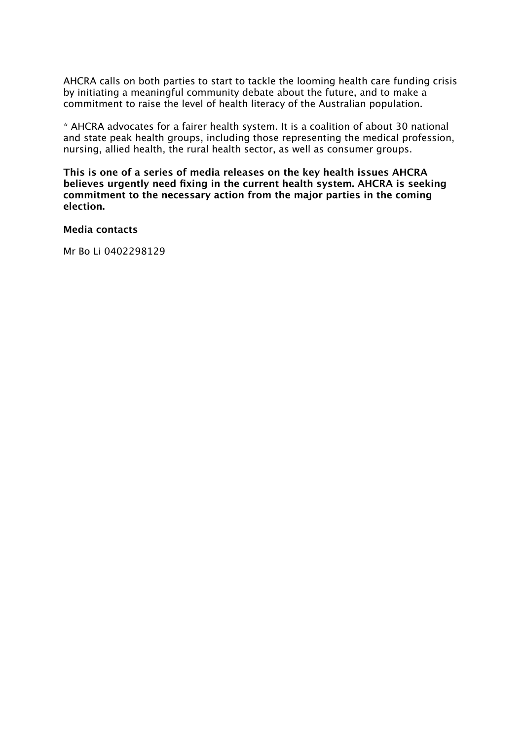AHCRA calls on both parties to start to tackle the looming health care funding crisis by initiating a meaningful community debate about the future, and to make a commitment to raise the level of health literacy of the Australian population.

* AHCRA advocates for a fairer health system. It is a coalition of about 30 national and state peak health groups, including those representing the medical profession, nursing, allied health, the rural health sector, as well as consumer groups.

**This is one of a series of media releases on the key health issues AHCRA believes urgently need fixing in the current health system. AHCRA is seeking commitment to the necessary action from the major parties in the coming election.**

**Media contacts**

Mr Bo Li 0402298129